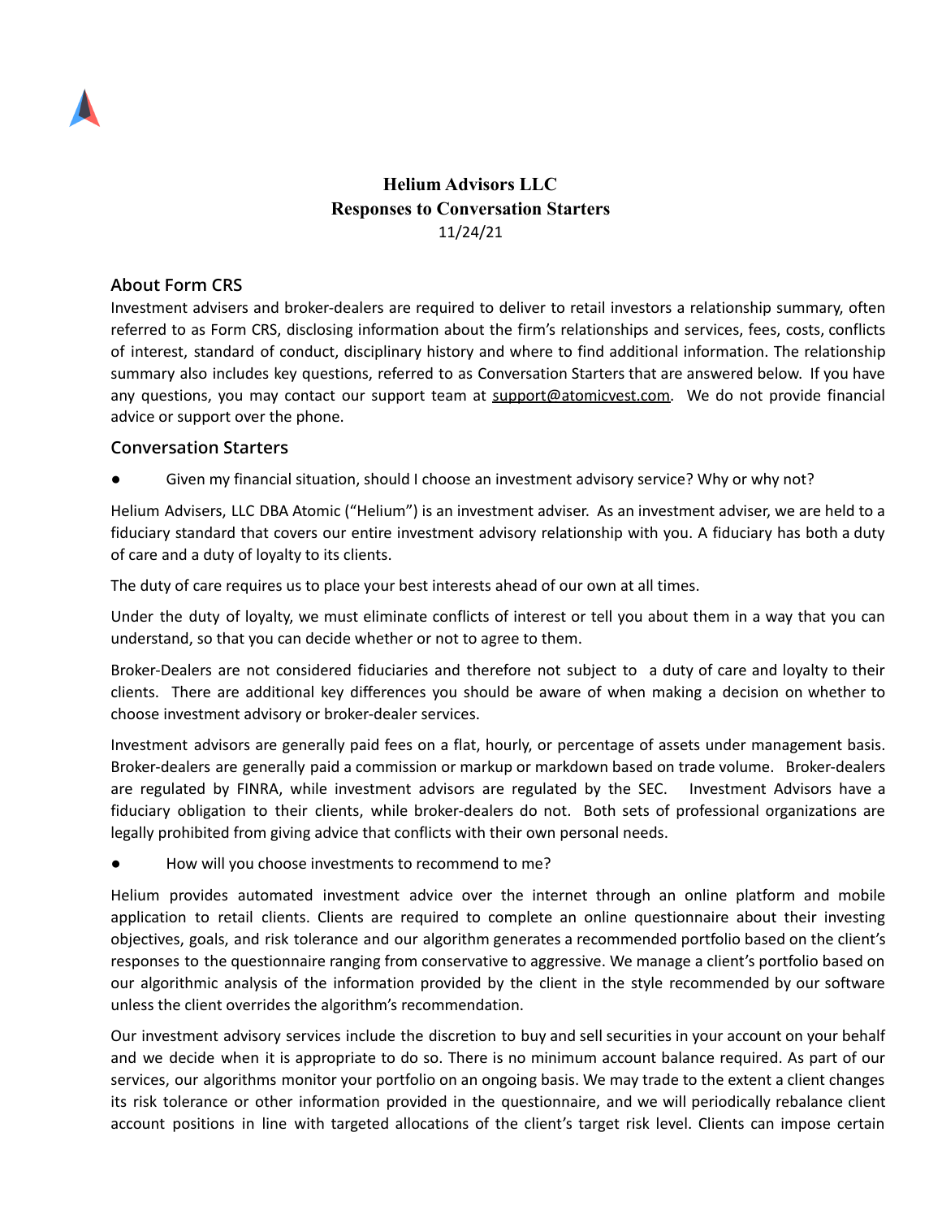# Helium Advisors LLC
# Responses to Conversation Starters

11/24/21

## About Form CRS

Investment advisers and broker-dealers are required to deliver to retail investors a relationship summary, often referred to as Form CRS, disclosing information about the firm's relationships and services, fees, costs, conflicts of interest, standard of conduct, disciplinary history and where to find additional information. The relationship summary also includes key questions, referred to as Conversation Starters that are answered below. If you have any questions, you may contact our support team at support@atomicvest.com. We do not provide financial advice or support over the phone.

## Conversation Starters

- Given my financial situation, should I choose an investment advisory service? Why or why not?

Helium Advisers, LLC DBA Atomic ("Helium") is an investment adviser. As an investment adviser, we are held to a fiduciary standard that covers our entire investment advisory relationship with you. A fiduciary has both a duty of care and a duty of loyalty to its clients.

The duty of care requires us to place your best interests ahead of our own at all times.

Under the duty of loyalty, we must eliminate conflicts of interest or tell you about them in a way that you can understand, so that you can decide whether or not to agree to them.

Broker-Dealers are not considered fiduciaries and therefore not subject to a duty of care and loyalty to their clients. There are additional key differences you should be aware of when making a decision on whether to choose investment advisory or broker-dealer services.

Investment advisors are generally paid fees on a flat, hourly, or percentage of assets under management basis. Broker-dealers are generally paid a commission or markup or markdown based on trade volume. Broker-dealers are regulated by FINRA, while investment advisors are regulated by the SEC. Investment Advisors have a fiduciary obligation to their clients, while broker-dealers do not. Both sets of professional organizations are legally prohibited from giving advice that conflicts with their own personal needs.

- How will you choose investments to recommend to me?

Helium provides automated investment advice over the internet through an online platform and mobile application to retail clients. Clients are required to complete an online questionnaire about their investing objectives, goals, and risk tolerance and our algorithm generates a recommended portfolio based on the client's responses to the questionnaire ranging from conservative to aggressive. We manage a client's portfolio based on our algorithmic analysis of the information provided by the client in the style recommended by our software unless the client overrides the algorithm's recommendation.

Our investment advisory services include the discretion to buy and sell securities in your account on your behalf and we decide when it is appropriate to do so. There is no minimum account balance required. As part of our services, our algorithms monitor your portfolio on an ongoing basis. We may trade to the extent a client changes its risk tolerance or other information provided in the questionnaire, and we will periodically rebalance client account positions in line with targeted allocations of the client's target risk level. Clients can impose certain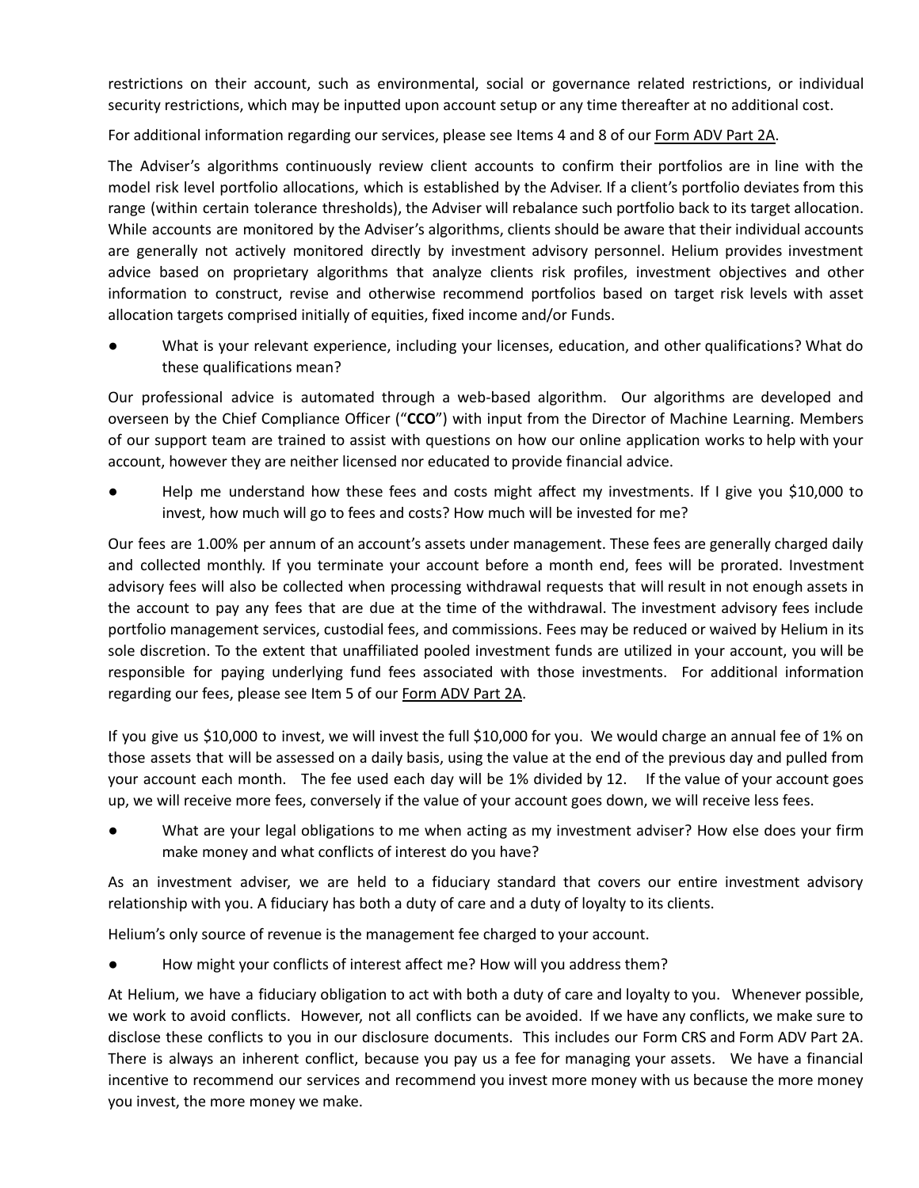restrictions on their account, such as environmental, social or governance related restrictions, or individual security restrictions, which may be inputted upon account setup or any time thereafter at no additional cost.

For additional information regarding our services, please see Items 4 and 8 of our Form ADV Part 2A.

The Adviser's algorithms continuously review client accounts to confirm their portfolios are in line with the model risk level portfolio allocations, which is established by the Adviser. If a client's portfolio deviates from this range (within certain tolerance thresholds), the Adviser will rebalance such portfolio back to its target allocation. While accounts are monitored by the Adviser's algorithms, clients should be aware that their individual accounts are generally not actively monitored directly by investment advisory personnel. Helium provides investment advice based on proprietary algorithms that analyze clients risk profiles, investment objectives and other information to construct, revise and otherwise recommend portfolios based on target risk levels with asset allocation targets comprised initially of equities, fixed income and/or Funds.

- What is your relevant experience, including your licenses, education, and other qualifications? What do these qualifications mean?

Our professional advice is automated through a web-based algorithm. Our algorithms are developed and overseen by the Chief Compliance Officer ("**CCO**") with input from the Director of Machine Learning. Members of our support team are trained to assist with questions on how our online application works to help with your account, however they are neither licensed nor educated to provide financial advice.

- Help me understand how these fees and costs might affect my investments. If I give you $10,000 to invest, how much will go to fees and costs? How much will be invested for me?

Our fees are 1.00% per annum of an account's assets under management. These fees are generally charged daily and collected monthly. If you terminate your account before a month end, fees will be prorated. Investment advisory fees will also be collected when processing withdrawal requests that will result in not enough assets in the account to pay any fees that are due at the time of the withdrawal. The investment advisory fees include portfolio management services, custodial fees, and commissions. Fees may be reduced or waived by Helium in its sole discretion. To the extent that unaffiliated pooled investment funds are utilized in your account, you will be responsible for paying underlying fund fees associated with those investments. For additional information regarding our fees, please see Item 5 of our Form ADV Part 2A.

If you give us $10,000 to invest, we will invest the full $10,000 for you. We would charge an annual fee of 1% on those assets that will be assessed on a daily basis, using the value at the end of the previous day and pulled from your account each month. The fee used each day will be 1% divided by 12. If the value of your account goes up, we will receive more fees, conversely if the value of your account goes down, we will receive less fees.

- What are your legal obligations to me when acting as my investment adviser? How else does your firm make money and what conflicts of interest do you have?

As an investment adviser, we are held to a fiduciary standard that covers our entire investment advisory relationship with you. A fiduciary has both a duty of care and a duty of loyalty to its clients.

Helium's only source of revenue is the management fee charged to your account.

- How might your conflicts of interest affect me? How will you address them?

At Helium, we have a fiduciary obligation to act with both a duty of care and loyalty to you. Whenever possible, we work to avoid conflicts. However, not all conflicts can be avoided. If we have any conflicts, we make sure to disclose these conflicts to you in our disclosure documents. This includes our Form CRS and Form ADV Part 2A. There is always an inherent conflict, because you pay us a fee for managing your assets. We have a financial incentive to recommend our services and recommend you invest more money with us because the more money you invest, the more money we make.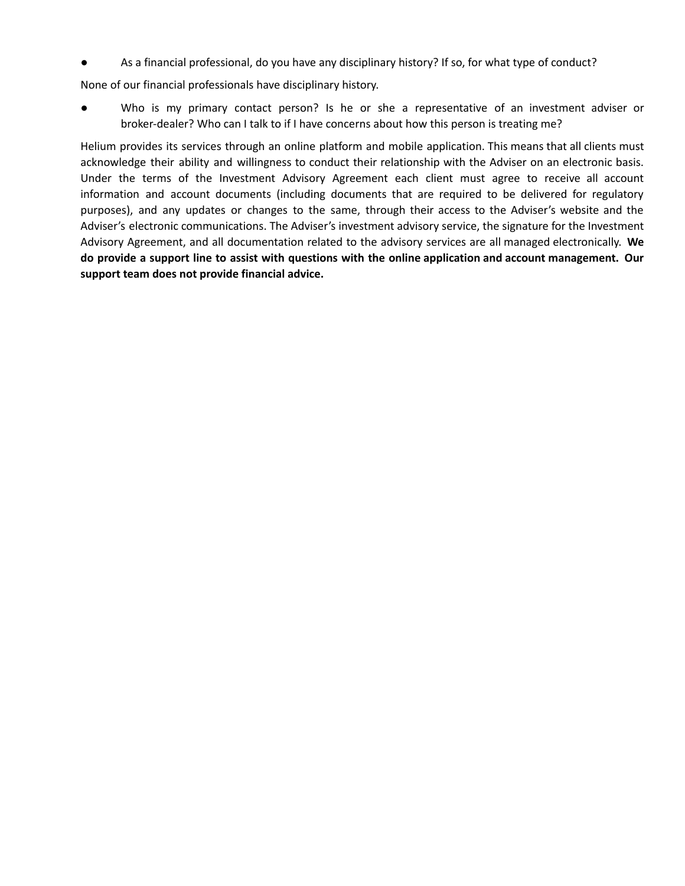- As a financial professional, do you have any disciplinary history? If so, for what type of conduct?

None of our financial professionals have disciplinary history.

- Who is my primary contact person? Is he or she a representative of an investment adviser or broker-dealer? Who can I talk to if I have concerns about how this person is treating me?

Helium provides its services through an online platform and mobile application. This means that all clients must acknowledge their ability and willingness to conduct their relationship with the Adviser on an electronic basis. Under the terms of the Investment Advisory Agreement each client must agree to receive all account information and account documents (including documents that are required to be delivered for regulatory purposes), and any updates or changes to the same, through their access to the Adviser's website and the Adviser's electronic communications. The Adviser's investment advisory service, the signature for the Investment Advisory Agreement, and all documentation related to the advisory services are all managed electronically. **We do provide a support line to assist with questions with the online application and account management. Our support team does not provide financial advice.**